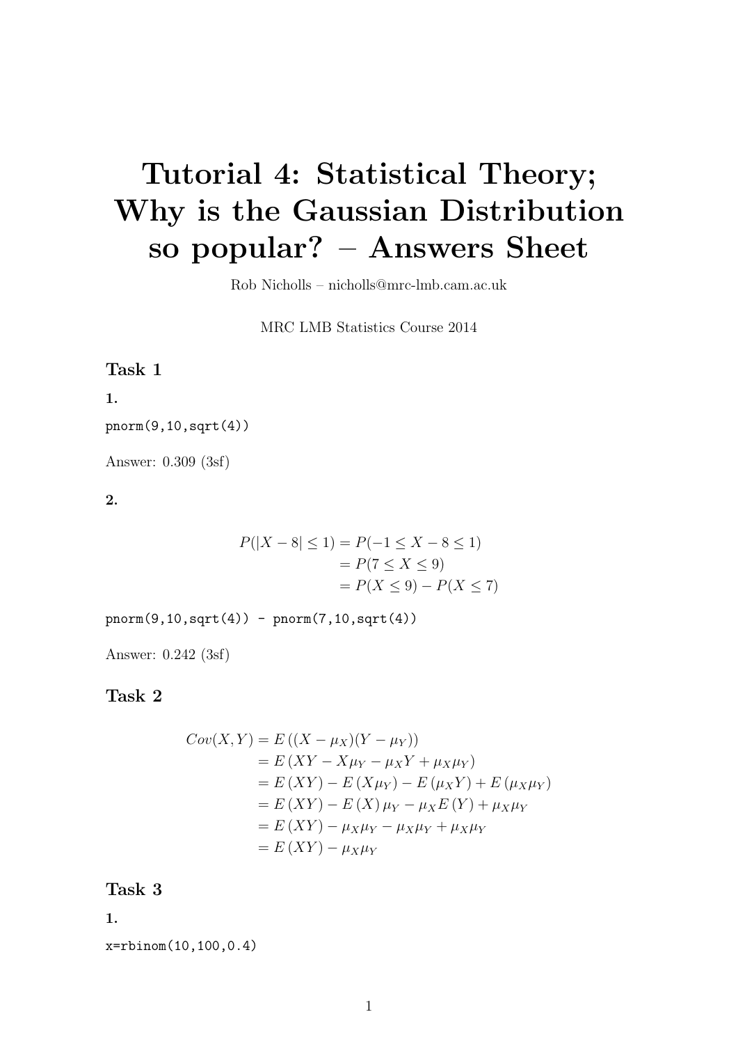# Tutorial 4: Statistical Theory; Why is the Gaussian Distribution so popular? – Answers Sheet

Rob Nicholls – nicholls@mrc-lmb.cam.ac.uk

MRC LMB Statistics Course 2014

## Task 1

**1.**

```
pnorm(9,10,sqrt(4))
```

Answer: 0.309 (3sf)

**2.**

$$
\begin{aligned}
P(|X-8| \le 1) &= P(-1 \le X-8 \le 1) \\
&= P(7 \le X \le 9) \\
&= P(X \le 9) - P(X \le 7)
\end{aligned}
$$

```
pnorm(9,10,sqrt(4)) - pnorm(7,10,sqrt(4))
```

Answer: 0.242 (3sf)

## Task 2

$$
\begin{aligned}
Cov(X,Y) &= E\left((X-\mu_X)(Y-\mu_Y)\right) \\
&= E\left(XY - X\mu_Y - \mu_X Y + \mu_X\mu_Y\right) \\
&= E\left(XY\right) - E\left(X\mu_Y\right) - E\left(\mu_X Y\right) + E\left(\mu_X\mu_Y\right) \\
&= E\left(XY\right) - E\left(X\right)\mu_Y - \mu_X E\left(Y\right) + \mu_X\mu_Y \\
&= E\left(XY\right) - \mu_X\mu_Y - \mu_X\mu_Y + \mu_X\mu_Y \\
&= E\left(XY\right) - \mu_X\mu_Y
\end{aligned}
$$

## Task 3

**1.**

```
x=rbinom(10,100,0.4)
```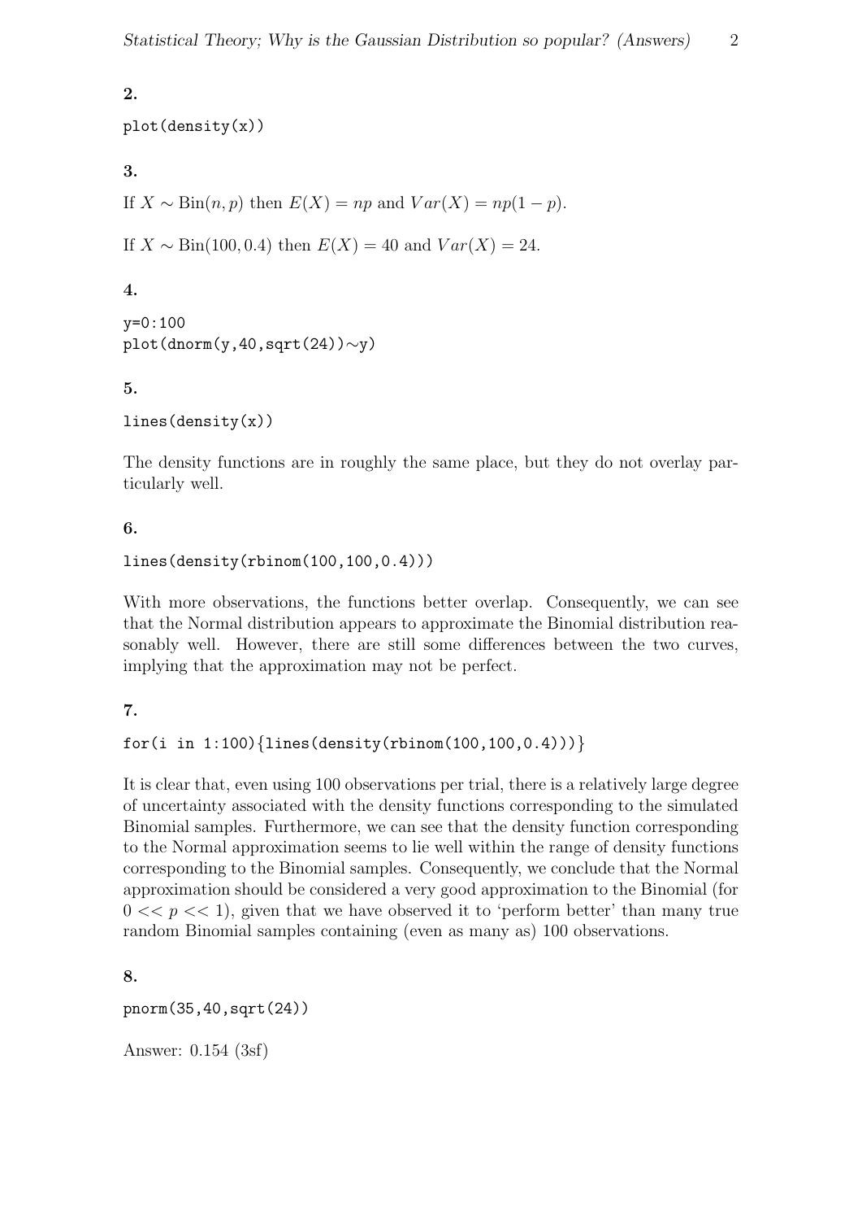**2.**

```
plot(density(x))
```

**3.**

If $X \sim \text{Bin}(n, p)$ then $E(X) = np$ and $Var(X) = np(1-p)$.

If $X \sim \text{Bin}(100, 0.4)$ then $E(X) = 40$ and $Var(X) = 24$.

**4.**

```
y=0:100
plot(dnorm(y,40,sqrt(24))~y)
```

**5.**

```
lines(density(x))
```

The density functions are in roughly the same place, but they do not overlay particularly well.

**6.**

```
lines(density(rbinom(100,100,0.4)))
```

With more observations, the functions better overlap. Consequently, we can see that the Normal distribution appears to approximate the Binomial distribution reasonably well. However, there are still some differences between the two curves, implying that the approximation may not be perfect.

**7.**

```
for(i in 1:100){lines(density(rbinom(100,100,0.4)))}
```

It is clear that, even using 100 observations per trial, there is a relatively large degree of uncertainty associated with the density functions corresponding to the simulated Binomial samples. Furthermore, we can see that the density function corresponding to the Normal approximation seems to lie well within the range of density functions corresponding to the Binomial samples. Consequently, we conclude that the Normal approximation should be considered a very good approximation to the Binomial (for $0 << p << 1$), given that we have observed it to 'perform better' than many true random Binomial samples containing (even as many as) 100 observations.

**8.**

```
pnorm(35,40,sqrt(24))
```

Answer: 0.154 (3sf)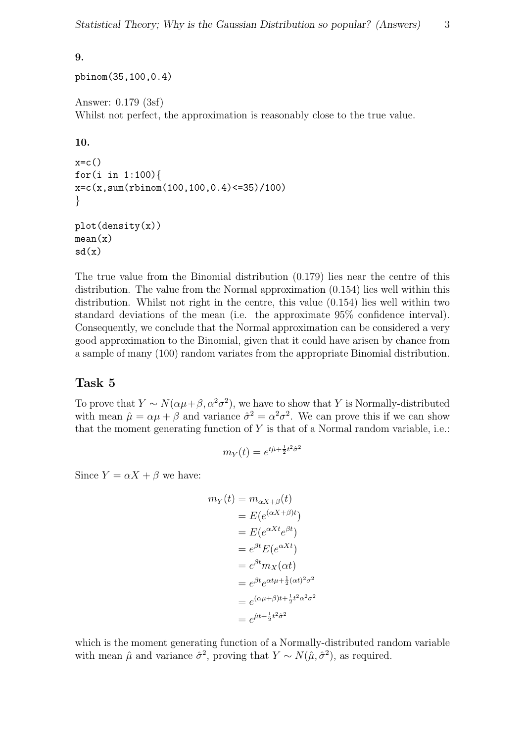**9.**

```
pbinom(35,100,0.4)
```

Answer: 0.179 (3sf)
Whilst not perfect, the approximation is reasonably close to the true value.

**10.**

```
x=c()
for(i in 1:100){
x=c(x,sum(rbinom(100,100,0.4)<=35)/100)
}

plot(density(x))
mean(x)
sd(x)
```

The true value from the Binomial distribution (0.179) lies near the centre of this distribution. The value from the Normal approximation (0.154) lies well within this distribution. Whilst not right in the centre, this value (0.154) lies well within two standard deviations of the mean (i.e. the approximate 95% confidence interval). Consequently, we conclude that the Normal approximation can be considered a very good approximation to the Binomial, given that it could have arisen by chance from a sample of many (100) random variates from the appropriate Binomial distribution.

## Task 5

To prove that $Y \sim N(\alpha\mu + \beta, \alpha^2\sigma^2)$, we have to show that $Y$ is Normally-distributed with mean $\hat{\mu} = \alpha\mu + \beta$ and variance $\hat{\sigma}^2 = \alpha^2\sigma^2$. We can prove this if we can show that the moment generating function of $Y$ is that of a Normal random variable, i.e.:

$$m_Y(t) = e^{t\hat{\mu} + \frac{1}{2}t^2\hat{\sigma}^2}$$

Since $Y = \alpha X + \beta$ we have:

$$\begin{aligned}
m_Y(t) &= m_{\alpha X + \beta}(t) \\
&= E(e^{(\alpha X + \beta)t}) \\
&= E(e^{\alpha X t} e^{\beta t}) \\
&= e^{\beta t} E(e^{\alpha X t}) \\
&= e^{\beta t} m_X(\alpha t) \\
&= e^{\beta t} e^{\alpha t \mu + \frac{1}{2}(\alpha t)^2 \sigma^2} \\
&= e^{(\alpha\mu + \beta)t + \frac{1}{2}t^2\alpha^2\sigma^2} \\
&= e^{\hat{\mu}t + \frac{1}{2}t^2\hat{\sigma}^2}
\end{aligned}$$

which is the moment generating function of a Normally-distributed random variable with mean $\hat{\mu}$ and variance $\hat{\sigma}^2$, proving that $Y \sim N(\hat{\mu}, \hat{\sigma}^2)$, as required.